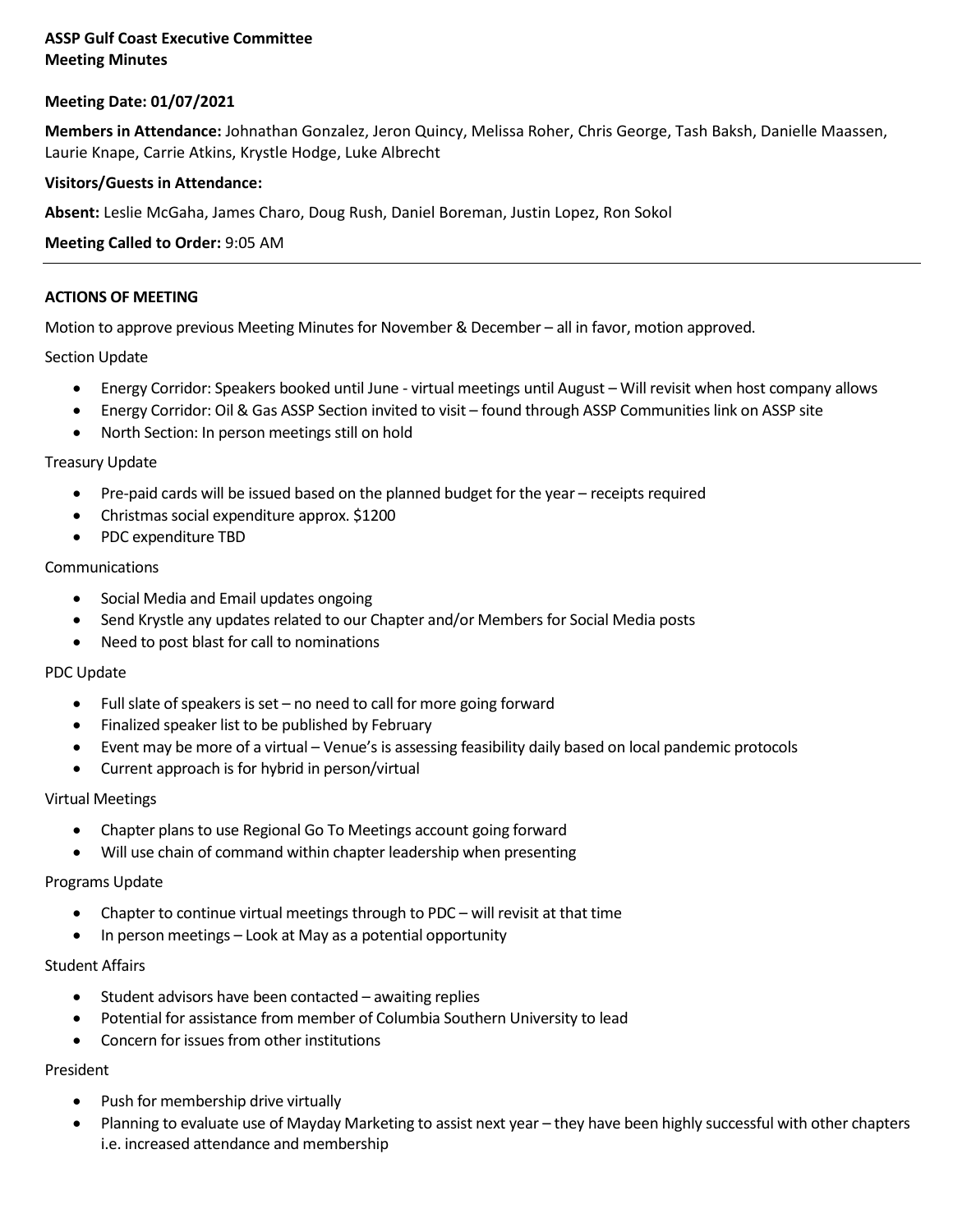**ASSP Gulf Coast Executive Committee**
**Meeting Minutes**

**Meeting Date: 01/07/2021**

**Members in Attendance:** Johnathan Gonzalez, Jeron Quincy, Melissa Roher, Chris George, Tash Baksh, Danielle Maassen, Laurie Knape, Carrie Atkins, Krystle Hodge, Luke Albrecht

**Visitors/Guests in Attendance:**

**Absent:** Leslie McGaha, James Charo, Doug Rush, Daniel Boreman, Justin Lopez, Ron Sokol

**Meeting Called to Order:** 9:05 AM

---

**ACTIONS OF MEETING**

Motion to approve previous Meeting Minutes for November & December – all in favor, motion approved.

Section Update

- Energy Corridor: Speakers booked until June - virtual meetings until August – Will revisit when host company allows
- Energy Corridor: Oil & Gas ASSP Section invited to visit – found through ASSP Communities link on ASSP site
- North Section: In person meetings still on hold

Treasury Update

- Pre-paid cards will be issued based on the planned budget for the year – receipts required
- Christmas social expenditure approx. $1200
- PDC expenditure TBD

Communications

- Social Media and Email updates ongoing
- Send Krystle any updates related to our Chapter and/or Members for Social Media posts
- Need to post blast for call to nominations

PDC Update

- Full slate of speakers is set – no need to call for more going forward
- Finalized speaker list to be published by February
- Event may be more of a virtual – Venue's is assessing feasibility daily based on local pandemic protocols
- Current approach is for hybrid in person/virtual

Virtual Meetings

- Chapter plans to use Regional Go To Meetings account going forward
- Will use chain of command within chapter leadership when presenting

Programs Update

- Chapter to continue virtual meetings through to PDC – will revisit at that time
- In person meetings – Look at May as a potential opportunity

Student Affairs

- Student advisors have been contacted – awaiting replies
- Potential for assistance from member of Columbia Southern University to lead
- Concern for issues from other institutions

President

- Push for membership drive virtually
- Planning to evaluate use of Mayday Marketing to assist next year – they have been highly successful with other chapters i.e. increased attendance and membership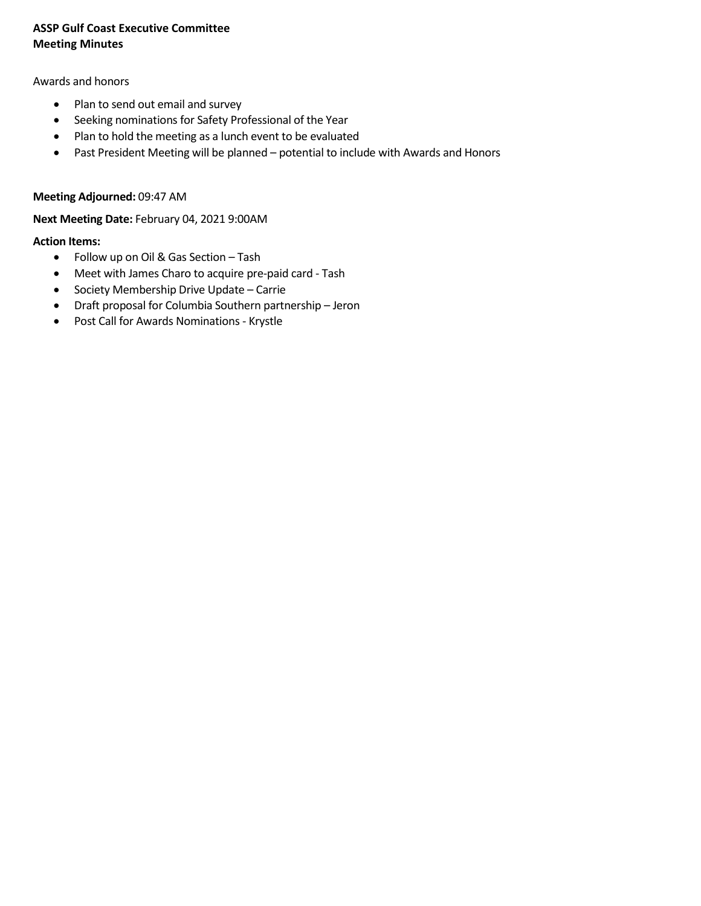**ASSP Gulf Coast Executive Committee**
**Meeting Minutes**

Awards and honors

- Plan to send out email and survey
- Seeking nominations for Safety Professional of the Year
- Plan to hold the meeting as a lunch event to be evaluated
- Past President Meeting will be planned – potential to include with Awards and Honors

**Meeting Adjourned:** 09:47 AM

**Next Meeting Date:** February 04, 2021 9:00AM

**Action Items:**

- Follow up on Oil & Gas Section – Tash
- Meet with James Charo to acquire pre-paid card - Tash
- Society Membership Drive Update – Carrie
- Draft proposal for Columbia Southern partnership – Jeron
- Post Call for Awards Nominations - Krystle